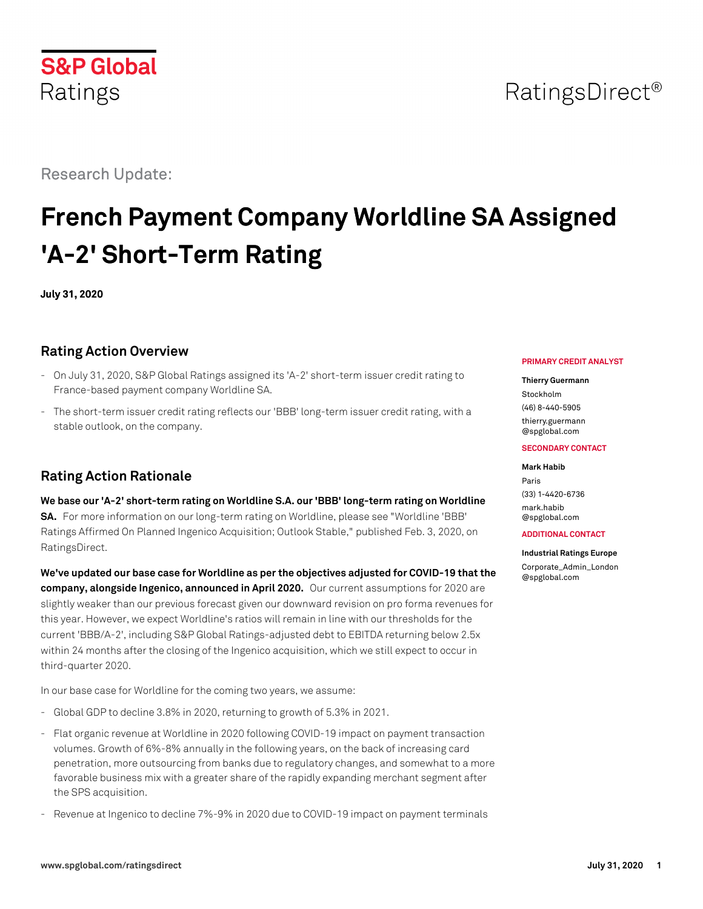S&P Global Ratings

RatingsDirect®

Research Update:

# French Payment Company Worldline SA Assigned 'A-2' Short-Term Rating

**July 31, 2020**

## Rating Action Overview

- On July 31, 2020, S&P Global Ratings assigned its 'A-2' short-term issuer credit rating to France-based payment company Worldline SA.
- The short-term issuer credit rating reflects our 'BBB' long-term issuer credit rating, with a stable outlook, on the company.

**PRIMARY CREDIT ANALYST**

**Thierry Guermann**
Stockholm
(46) 8-440-5905
thierry.guermann@spglobal.com

**SECONDARY CONTACT**

**Mark Habib**
Paris
(33) 1-4420-6736
mark.habib@spglobal.com

**ADDITIONAL CONTACT**

**Industrial Ratings Europe**
Corporate_Admin_London@spglobal.com

## Rating Action Rationale

**We base our 'A-2' short-term rating on Worldline S.A. our 'BBB' long-term rating on Worldline SA.** For more information on our long-term rating on Worldline, please see "Worldline 'BBB' Ratings Affirmed On Planned Ingenico Acquisition; Outlook Stable," published Feb. 3, 2020, on RatingsDirect.

**We've updated our base case for Worldline as per the objectives adjusted for COVID-19 that the company, alongside Ingenico, announced in April 2020.** Our current assumptions for 2020 are slightly weaker than our previous forecast given our downward revision on pro forma revenues for this year. However, we expect Worldline's ratios will remain in line with our thresholds for the current 'BBB/A-2', including S&P Global Ratings-adjusted debt to EBITDA returning below 2.5x within 24 months after the closing of the Ingenico acquisition, which we still expect to occur in third-quarter 2020.

In our base case for Worldline for the coming two years, we assume:

- Global GDP to decline 3.8% in 2020, returning to growth of 5.3% in 2021.
- Flat organic revenue at Worldline in 2020 following COVID-19 impact on payment transaction volumes. Growth of 6%-8% annually in the following years, on the back of increasing card penetration, more outsourcing from banks due to regulatory changes, and somewhat to a more favorable business mix with a greater share of the rapidly expanding merchant segment after the SPS acquisition.
- Revenue at Ingenico to decline 7%-9% in 2020 due to COVID-19 impact on payment terminals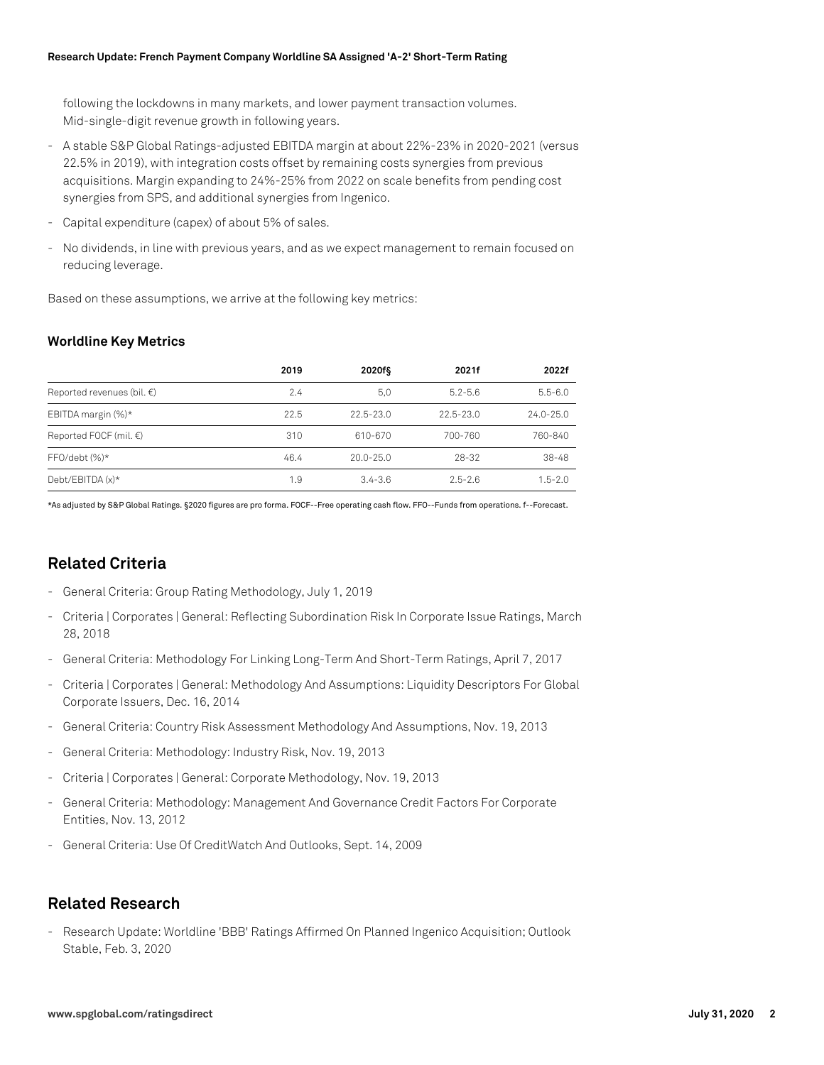following the lockdowns in many markets, and lower payment transaction volumes. Mid-single-digit revenue growth in following years.

- A stable S&P Global Ratings-adjusted EBITDA margin at about 22%-23% in 2020-2021 (versus 22.5% in 2019), with integration costs offset by remaining costs synergies from previous acquisitions. Margin expanding to 24%-25% from 2022 on scale benefits from pending cost synergies from SPS, and additional synergies from Ingenico.
- Capital expenditure (capex) of about 5% of sales.
- No dividends, in line with previous years, and as we expect management to remain focused on reducing leverage.

Based on these assumptions, we arrive at the following key metrics:

### Worldline Key Metrics

| | 2019 | 2020f§ | 2021f | 2022f |
|---|---|---|---|---|
| Reported revenues (bil. €) | 2.4 | 5.0 | 5.2-5.6 | 5.5-6.0 |
| EBITDA margin (%)* | 22.5 | 22.5-23.0 | 22.5-23.0 | 24.0-25.0 |
| Reported FOCF (mil. €) | 310 | 610-670 | 700-760 | 760-840 |
| FFO/debt (%)* | 46.4 | 20.0-25.0 | 28-32 | 38-48 |
| Debt/EBITDA (x)* | 1.9 | 3.4-3.6 | 2.5-2.6 | 1.5-2.0 |

*As adjusted by S&P Global Ratings. §2020 figures are pro forma. FOCF--Free operating cash flow. FFO--Funds from operations. f--Forecast.

## Related Criteria

- General Criteria: Group Rating Methodology, July 1, 2019
- Criteria | Corporates | General: Reflecting Subordination Risk In Corporate Issue Ratings, March 28, 2018
- General Criteria: Methodology For Linking Long-Term And Short-Term Ratings, April 7, 2017
- Criteria | Corporates | General: Methodology And Assumptions: Liquidity Descriptors For Global Corporate Issuers, Dec. 16, 2014
- General Criteria: Country Risk Assessment Methodology And Assumptions, Nov. 19, 2013
- General Criteria: Methodology: Industry Risk, Nov. 19, 2013
- Criteria | Corporates | General: Corporate Methodology, Nov. 19, 2013
- General Criteria: Methodology: Management And Governance Credit Factors For Corporate Entities, Nov. 13, 2012
- General Criteria: Use Of CreditWatch And Outlooks, Sept. 14, 2009

## Related Research

- Research Update: Worldline 'BBB' Ratings Affirmed On Planned Ingenico Acquisition; Outlook Stable, Feb. 3, 2020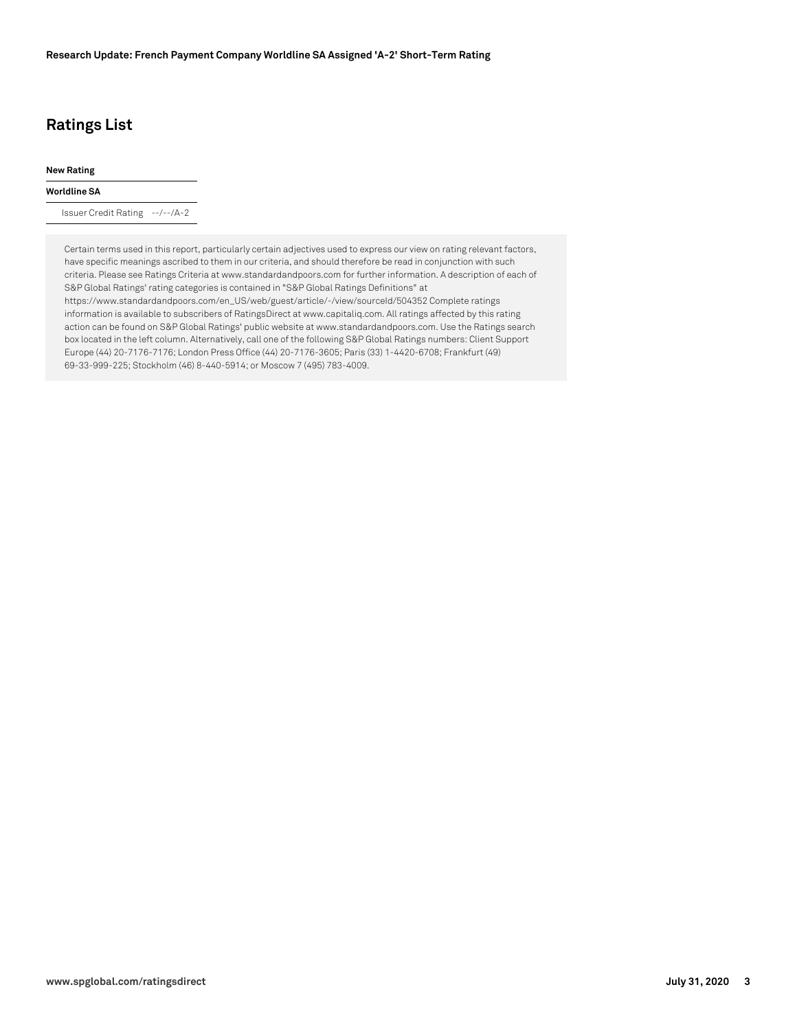## Ratings List

| New Rating | |
| --- | --- |
| **Worldline SA** | |
| Issuer Credit Rating | --/--/A-2 |

Certain terms used in this report, particularly certain adjectives used to express our view on rating relevant factors, have specific meanings ascribed to them in our criteria, and should therefore be read in conjunction with such criteria. Please see Ratings Criteria at www.standardandpoors.com for further information. A description of each of S&P Global Ratings' rating categories is contained in "S&P Global Ratings Definitions" at https://www.standardandpoors.com/en_US/web/guest/article/-/view/sourceId/504352 Complete ratings information is available to subscribers of RatingsDirect at www.capitaliq.com. All ratings affected by this rating action can be found on S&P Global Ratings' public website at www.standardandpoors.com. Use the Ratings search box located in the left column. Alternatively, call one of the following S&P Global Ratings numbers: Client Support Europe (44) 20-7176-7176; London Press Office (44) 20-7176-3605; Paris (33) 1-4420-6708; Frankfurt (49) 69-33-999-225; Stockholm (46) 8-440-5914; or Moscow 7 (495) 783-4009.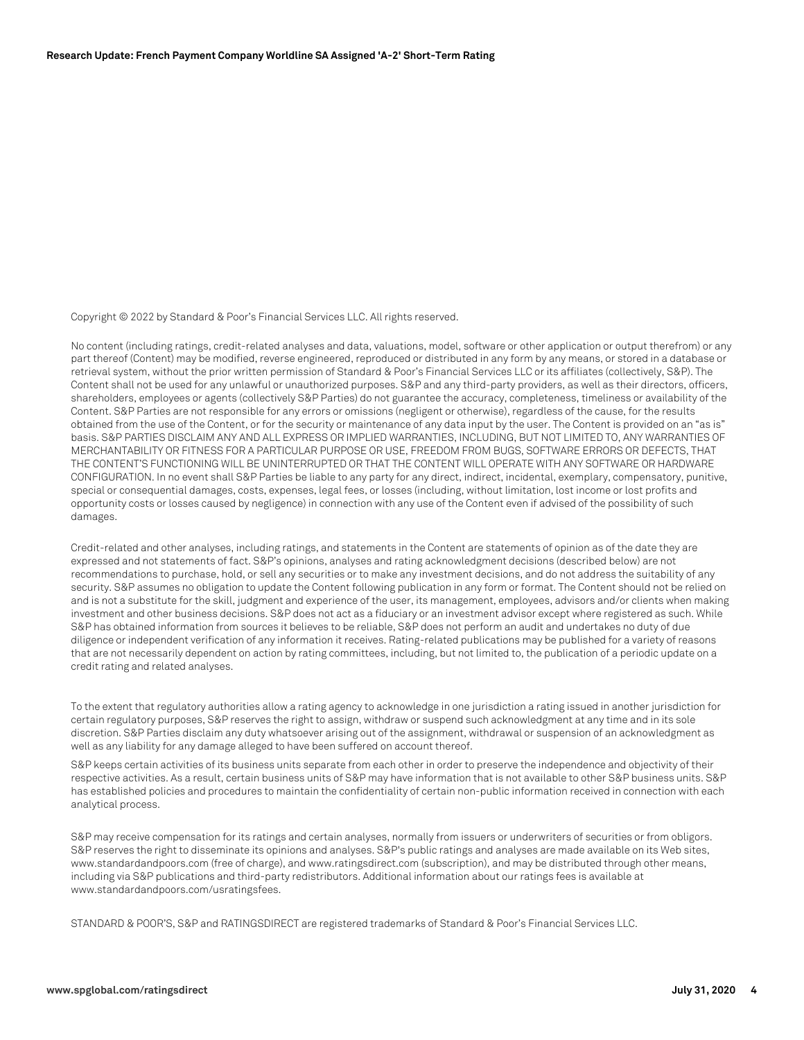Copyright © 2022 by Standard & Poor's Financial Services LLC. All rights reserved.

No content (including ratings, credit-related analyses and data, valuations, model, software or other application or output therefrom) or any part thereof (Content) may be modified, reverse engineered, reproduced or distributed in any form by any means, or stored in a database or retrieval system, without the prior written permission of Standard & Poor's Financial Services LLC or its affiliates (collectively, S&P). The Content shall not be used for any unlawful or unauthorized purposes. S&P and any third-party providers, as well as their directors, officers, shareholders, employees or agents (collectively S&P Parties) do not guarantee the accuracy, completeness, timeliness or availability of the Content. S&P Parties are not responsible for any errors or omissions (negligent or otherwise), regardless of the cause, for the results obtained from the use of the Content, or for the security or maintenance of any data input by the user. The Content is provided on an "as is" basis. S&P PARTIES DISCLAIM ANY AND ALL EXPRESS OR IMPLIED WARRANTIES, INCLUDING, BUT NOT LIMITED TO, ANY WARRANTIES OF MERCHANTABILITY OR FITNESS FOR A PARTICULAR PURPOSE OR USE, FREEDOM FROM BUGS, SOFTWARE ERRORS OR DEFECTS, THAT THE CONTENT'S FUNCTIONING WILL BE UNINTERRUPTED OR THAT THE CONTENT WILL OPERATE WITH ANY SOFTWARE OR HARDWARE CONFIGURATION. In no event shall S&P Parties be liable to any party for any direct, indirect, incidental, exemplary, compensatory, punitive, special or consequential damages, costs, expenses, legal fees, or losses (including, without limitation, lost income or lost profits and opportunity costs or losses caused by negligence) in connection with any use of the Content even if advised of the possibility of such damages.

Credit-related and other analyses, including ratings, and statements in the Content are statements of opinion as of the date they are expressed and not statements of fact. S&P's opinions, analyses and rating acknowledgment decisions (described below) are not recommendations to purchase, hold, or sell any securities or to make any investment decisions, and do not address the suitability of any security. S&P assumes no obligation to update the Content following publication in any form or format. The Content should not be relied on and is not a substitute for the skill, judgment and experience of the user, its management, employees, advisors and/or clients when making investment and other business decisions. S&P does not act as a fiduciary or an investment advisor except where registered as such. While S&P has obtained information from sources it believes to be reliable, S&P does not perform an audit and undertakes no duty of due diligence or independent verification of any information it receives. Rating-related publications may be published for a variety of reasons that are not necessarily dependent on action by rating committees, including, but not limited to, the publication of a periodic update on a credit rating and related analyses.

To the extent that regulatory authorities allow a rating agency to acknowledge in one jurisdiction a rating issued in another jurisdiction for certain regulatory purposes, S&P reserves the right to assign, withdraw or suspend such acknowledgment at any time and in its sole discretion. S&P Parties disclaim any duty whatsoever arising out of the assignment, withdrawal or suspension of an acknowledgment as well as any liability for any damage alleged to have been suffered on account thereof.

S&P keeps certain activities of its business units separate from each other in order to preserve the independence and objectivity of their respective activities. As a result, certain business units of S&P may have information that is not available to other S&P business units. S&P has established policies and procedures to maintain the confidentiality of certain non-public information received in connection with each analytical process.

S&P may receive compensation for its ratings and certain analyses, normally from issuers or underwriters of securities or from obligors. S&P reserves the right to disseminate its opinions and analyses. S&P's public ratings and analyses are made available on its Web sites, www.standardandpoors.com (free of charge), and www.ratingsdirect.com (subscription), and may be distributed through other means, including via S&P publications and third-party redistributors. Additional information about our ratings fees is available at www.standardandpoors.com/usratingsfees.

STANDARD & POOR'S, S&P and RATINGSDIRECT are registered trademarks of Standard & Poor's Financial Services LLC.